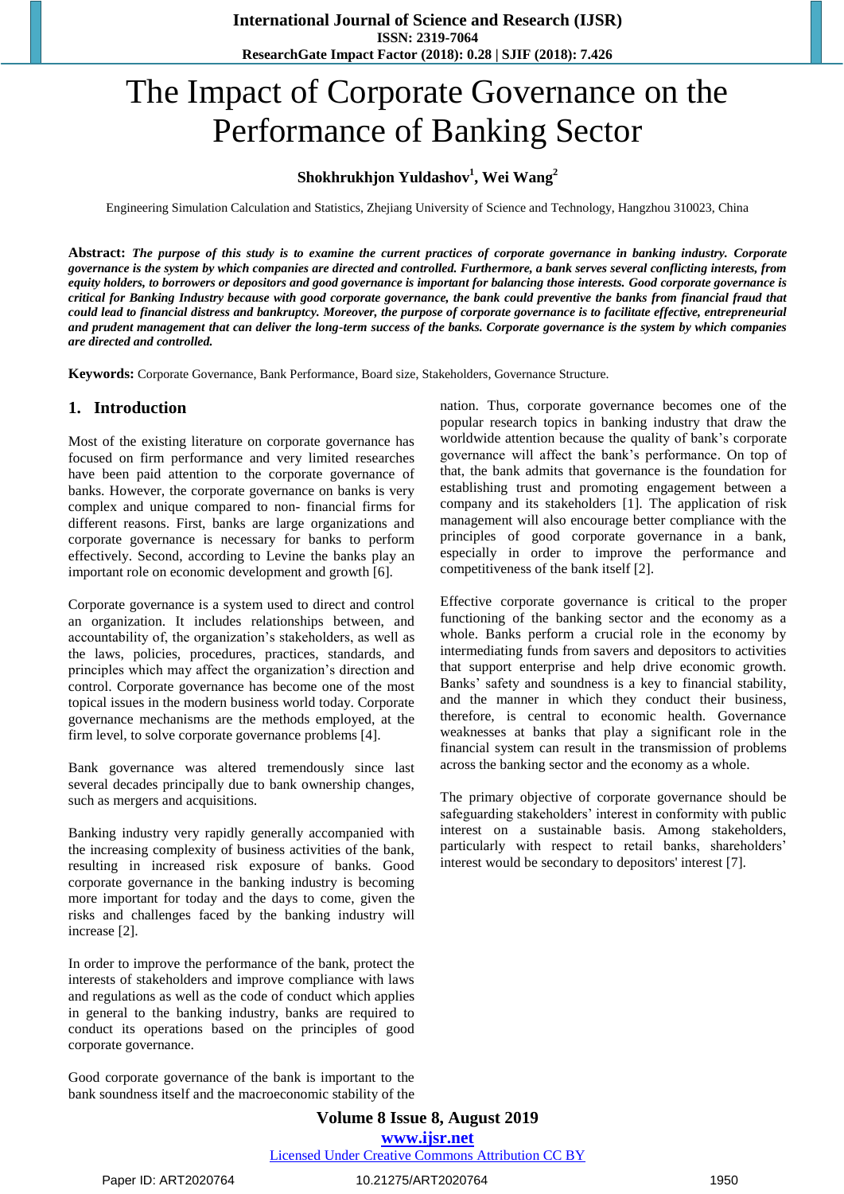# The Impact of Corporate Governance on the Performance of Banking Sector

**Shokhrukhjon Yuldashov[1], Wei Wang[2]**

Engineering Simulation Calculation and Statistics, Zhejiang University of Science and Technology, Hangzhou 310023, China

**Abstract:** ***The purpose of this study is to examine the current practices of corporate governance in banking industry. Corporate governance is the system by which companies are directed and controlled. Furthermore, a bank serves several conflicting interests, from equity holders, to borrowers or depositors and good governance is important for balancing those interests. Good corporate governance is critical for Banking Industry because with good corporate governance, the bank could preventive the banks from financial fraud that could lead to financial distress and bankruptcy. Moreover, the purpose of corporate governance is to facilitate effective, entrepreneurial and prudent management that can deliver the long-term success of the banks. Corporate governance is the system by which companies are directed and controlled.***

**Keywords:** Corporate Governance, Bank Performance, Board size, Stakeholders, Governance Structure.

## 1. Introduction

Most of the existing literature on corporate governance has focused on firm performance and very limited researches have been paid attention to the corporate governance of banks. However, the corporate governance on banks is very complex and unique compared to non- financial firms for different reasons. First, banks are large organizations and corporate governance is necessary for banks to perform effectively. Second, according to Levine the banks play an important role on economic development and growth [6].

Corporate governance is a system used to direct and control an organization. It includes relationships between, and accountability of, the organization's stakeholders, as well as the laws, policies, procedures, practices, standards, and principles which may affect the organization's direction and control. Corporate governance has become one of the most topical issues in the modern business world today. Corporate governance mechanisms are the methods employed, at the firm level, to solve corporate governance problems [4].

Bank governance was altered tremendously since last several decades principally due to bank ownership changes, such as mergers and acquisitions.

Banking industry very rapidly generally accompanied with the increasing complexity of business activities of the bank, resulting in increased risk exposure of banks. Good corporate governance in the banking industry is becoming more important for today and the days to come, given the risks and challenges faced by the banking industry will increase [2].

In order to improve the performance of the bank, protect the interests of stakeholders and improve compliance with laws and regulations as well as the code of conduct which applies in general to the banking industry, banks are required to conduct its operations based on the principles of good corporate governance.

Good corporate governance of the bank is important to the bank soundness itself and the macroeconomic stability of the nation. Thus, corporate governance becomes one of the popular research topics in banking industry that draw the worldwide attention because the quality of bank's corporate governance will affect the bank's performance. On top of that, the bank admits that governance is the foundation for establishing trust and promoting engagement between a company and its stakeholders [1]. The application of risk management will also encourage better compliance with the principles of good corporate governance in a bank, especially in order to improve the performance and competitiveness of the bank itself [2].

Effective corporate governance is critical to the proper functioning of the banking sector and the economy as a whole. Banks perform a crucial role in the economy by intermediating funds from savers and depositors to activities that support enterprise and help drive economic growth. Banks' safety and soundness is a key to financial stability, and the manner in which they conduct their business, therefore, is central to economic health. Governance weaknesses at banks that play a significant role in the financial system can result in the transmission of problems across the banking sector and the economy as a whole.

The primary objective of corporate governance should be safeguarding stakeholders' interest in conformity with public interest on a sustainable basis. Among stakeholders, particularly with respect to retail banks, shareholders' interest would be secondary to depositors' interest [7].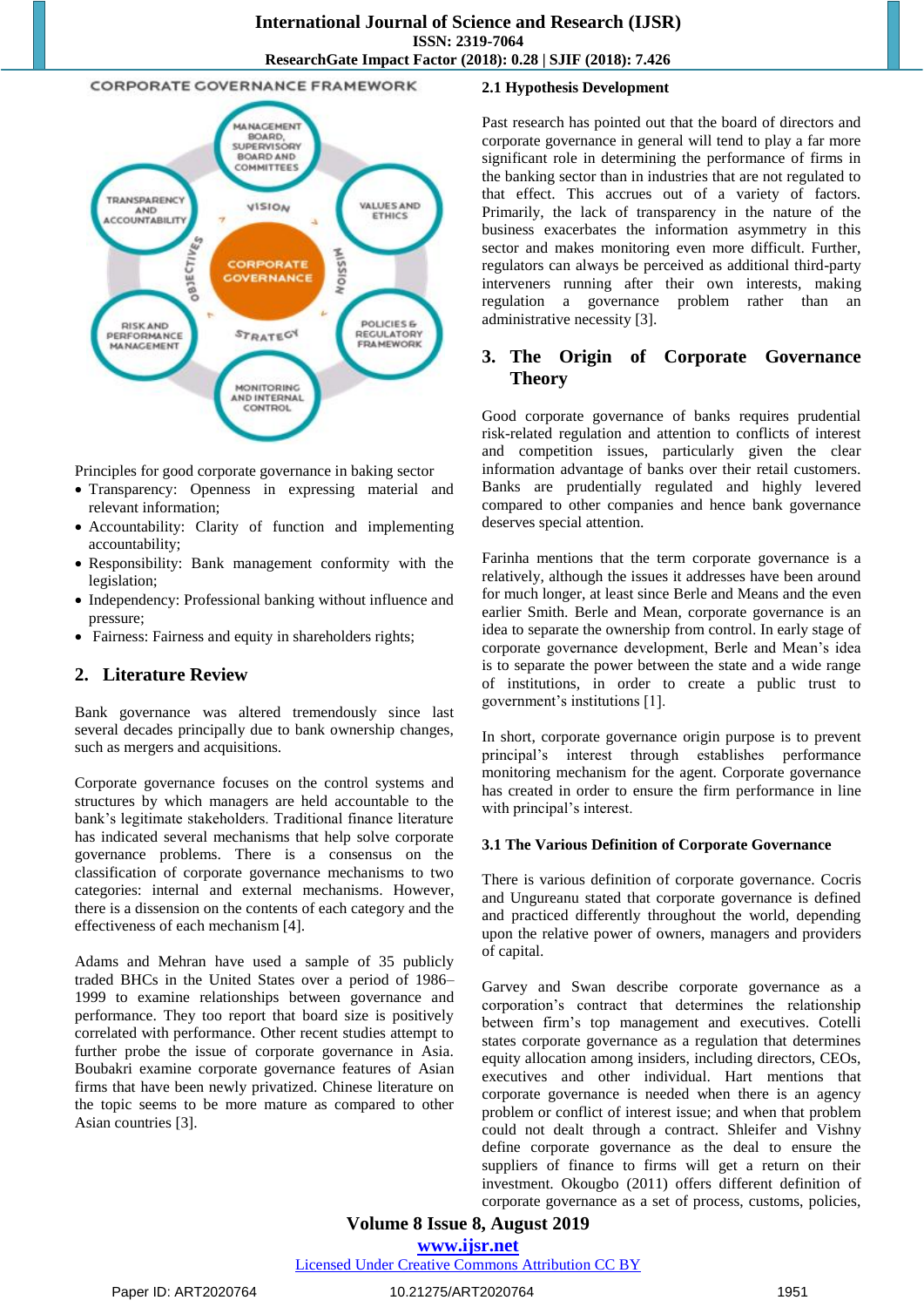CORPORATE GOVERNANCE FRAMEWORK

Principles for good corporate governance in baking sector

- Transparency: Openness in expressing material and relevant information;
- Accountability: Clarity of function and implementing accountability;
- Responsibility: Bank management conformity with the legislation;
- Independency: Professional banking without influence and pressure;
- Fairness: Fairness and equity in shareholders rights;

## 2. Literature Review

Bank governance was altered tremendously since last several decades principally due to bank ownership changes, such as mergers and acquisitions.

Corporate governance focuses on the control systems and structures by which managers are held accountable to the bank's legitimate stakeholders. Traditional finance literature has indicated several mechanisms that help solve corporate governance problems. There is a consensus on the classification of corporate governance mechanisms to two categories: internal and external mechanisms. However, there is a dissension on the contents of each category and the effectiveness of each mechanism [4].

Adams and Mehran have used a sample of 35 publicly traded BHCs in the United States over a period of 1986–1999 to examine relationships between governance and performance. They too report that board size is positively correlated with performance. Other recent studies attempt to further probe the issue of corporate governance in Asia. Boubakri examine corporate governance features of Asian firms that have been newly privatized. Chinese literature on the topic seems to be more mature as compared to other Asian countries [3].

### 2.1 Hypothesis Development

Past research has pointed out that the board of directors and corporate governance in general will tend to play a far more significant role in determining the performance of firms in the banking sector than in industries that are not regulated to that effect. This accrues out of a variety of factors. Primarily, the lack of transparency in the nature of the business exacerbates the information asymmetry in this sector and makes monitoring even more difficult. Further, regulators can always be perceived as additional third-party interveners running after their own interests, making regulation a governance problem rather than an administrative necessity [3].

## 3. The Origin of Corporate Governance Theory

Good corporate governance of banks requires prudential risk-related regulation and attention to conflicts of interest and competition issues, particularly given the clear information advantage of banks over their retail customers. Banks are prudentially regulated and highly levered compared to other companies and hence bank governance deserves special attention.

Farinha mentions that the term corporate governance is a relatively, although the issues it addresses have been around for much longer, at least since Berle and Means and the even earlier Smith. Berle and Mean, corporate governance is an idea to separate the ownership from control. In early stage of corporate governance development, Berle and Mean's idea is to separate the power between the state and a wide range of institutions, in order to create a public trust to government's institutions [1].

In short, corporate governance origin purpose is to prevent principal's interest through establishes performance monitoring mechanism for the agent. Corporate governance has created in order to ensure the firm performance in line with principal's interest.

### 3.1 The Various Definition of Corporate Governance

There is various definition of corporate governance. Cocris and Ungureanu stated that corporate governance is defined and practiced differently throughout the world, depending upon the relative power of owners, managers and providers of capital.

Garvey and Swan describe corporate governance as a corporation's contract that determines the relationship between firm's top management and executives. Cotelli states corporate governance as a regulation that determines equity allocation among insiders, including directors, CEOs, executives and other individual. Hart mentions that corporate governance is needed when there is an agency problem or conflict of interest issue; and when that problem could not dealt through a contract. Shleifer and Vishny define corporate governance as the deal to ensure the suppliers of finance to firms will get a return on their investment. Okougbo (2011) offers different definition of corporate governance as a set of process, customs, policies,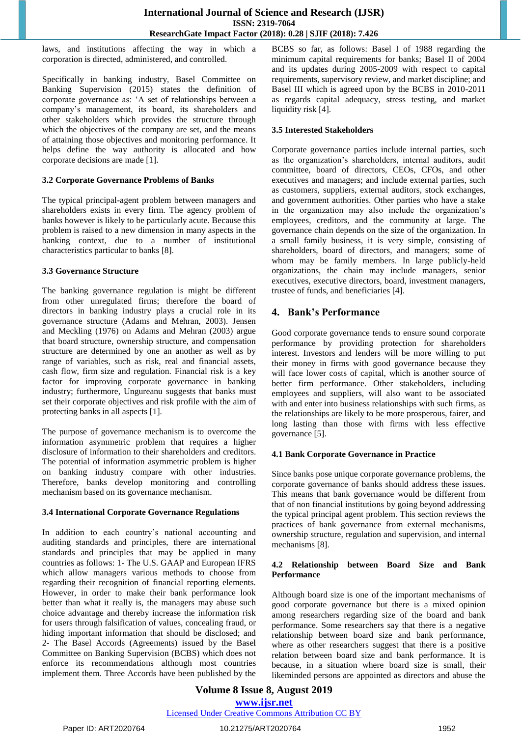laws, and institutions affecting the way in which a corporation is directed, administered, and controlled.

Specifically in banking industry, Basel Committee on Banking Supervision (2015) states the definition of corporate governance as: 'A set of relationships between a company's management, its board, its shareholders and other stakeholders which provides the structure through which the objectives of the company are set, and the means of attaining those objectives and monitoring performance. It helps define the way authority is allocated and how corporate decisions are made [1].

### 3.2 Corporate Governance Problems of Banks

The typical principal-agent problem between managers and shareholders exists in every firm. The agency problem of banks however is likely to be particularly acute. Because this problem is raised to a new dimension in many aspects in the banking context, due to a number of institutional characteristics particular to banks [8].

### 3.3 Governance Structure

The banking governance regulation is might be different from other unregulated firms; therefore the board of directors in banking industry plays a crucial role in its governance structure (Adams and Mehran, 2003). Jensen and Meckling (1976) on Adams and Mehran (2003) argue that board structure, ownership structure, and compensation structure are determined by one an another as well as by range of variables, such as risk, real and financial assets, cash flow, firm size and regulation. Financial risk is a key factor for improving corporate governance in banking industry; furthermore, Ungureanu suggests that banks must set their corporate objectives and risk profile with the aim of protecting banks in all aspects [1].

The purpose of governance mechanism is to overcome the information asymmetric problem that requires a higher disclosure of information to their shareholders and creditors. The potential of information asymmetric problem is higher on banking industry compare with other industries. Therefore, banks develop monitoring and controlling mechanism based on its governance mechanism.

### 3.4 International Corporate Governance Regulations

In addition to each country's national accounting and auditing standards and principles, there are international standards and principles that may be applied in many countries as follows: 1- The U.S. GAAP and European IFRS which allow managers various methods to choose from regarding their recognition of financial reporting elements. However, in order to make their bank performance look better than what it really is, the managers may abuse such choice advantage and thereby increase the information risk for users through falsification of values, concealing fraud, or hiding important information that should be disclosed; and 2- The Basel Accords (Agreements) issued by the Basel Committee on Banking Supervision (BCBS) which does not enforce its recommendations although most countries implement them. Three Accords have been published by the BCBS so far, as follows: Basel I of 1988 regarding the minimum capital requirements for banks; Basel II of 2004 and its updates during 2005-2009 with respect to capital requirements, supervisory review, and market discipline; and Basel III which is agreed upon by the BCBS in 2010-2011 as regards capital adequacy, stress testing, and market liquidity risk [4].

### 3.5 Interested Stakeholders

Corporate governance parties include internal parties, such as the organization's shareholders, internal auditors, audit committee, board of directors, CEOs, CFOs, and other executives and managers; and include external parties, such as customers, suppliers, external auditors, stock exchanges, and government authorities. Other parties who have a stake in the organization may also include the organization's employees, creditors, and the community at large. The governance chain depends on the size of the organization. In a small family business, it is very simple, consisting of shareholders, board of directors, and managers; some of whom may be family members. In large publicly-held organizations, the chain may include managers, senior executives, executive directors, board, investment managers, trustee of funds, and beneficiaries [4].

## 4. Bank's Performance

Good corporate governance tends to ensure sound corporate performance by providing protection for shareholders interest. Investors and lenders will be more willing to put their money in firms with good governance because they will face lower costs of capital, which is another source of better firm performance. Other stakeholders, including employees and suppliers, will also want to be associated with and enter into business relationships with such firms, as the relationships are likely to be more prosperous, fairer, and long lasting than those with firms with less effective governance [5].

### 4.1 Bank Corporate Governance in Practice

Since banks pose unique corporate governance problems, the corporate governance of banks should address these issues. This means that bank governance would be different from that of non financial institutions by going beyond addressing the typical principal agent problem. This section reviews the practices of bank governance from external mechanisms, ownership structure, regulation and supervision, and internal mechanisms [8].

### 4.2 Relationship between Board Size and Bank Performance

Although board size is one of the important mechanisms of good corporate governance but there is a mixed opinion among researchers regarding size of the board and bank performance. Some researchers say that there is a negative relationship between board size and bank performance, where as other researchers suggest that there is a positive relation between board size and bank performance. It is because, in a situation where board size is small, their likeminded persons are appointed as directors and abuse the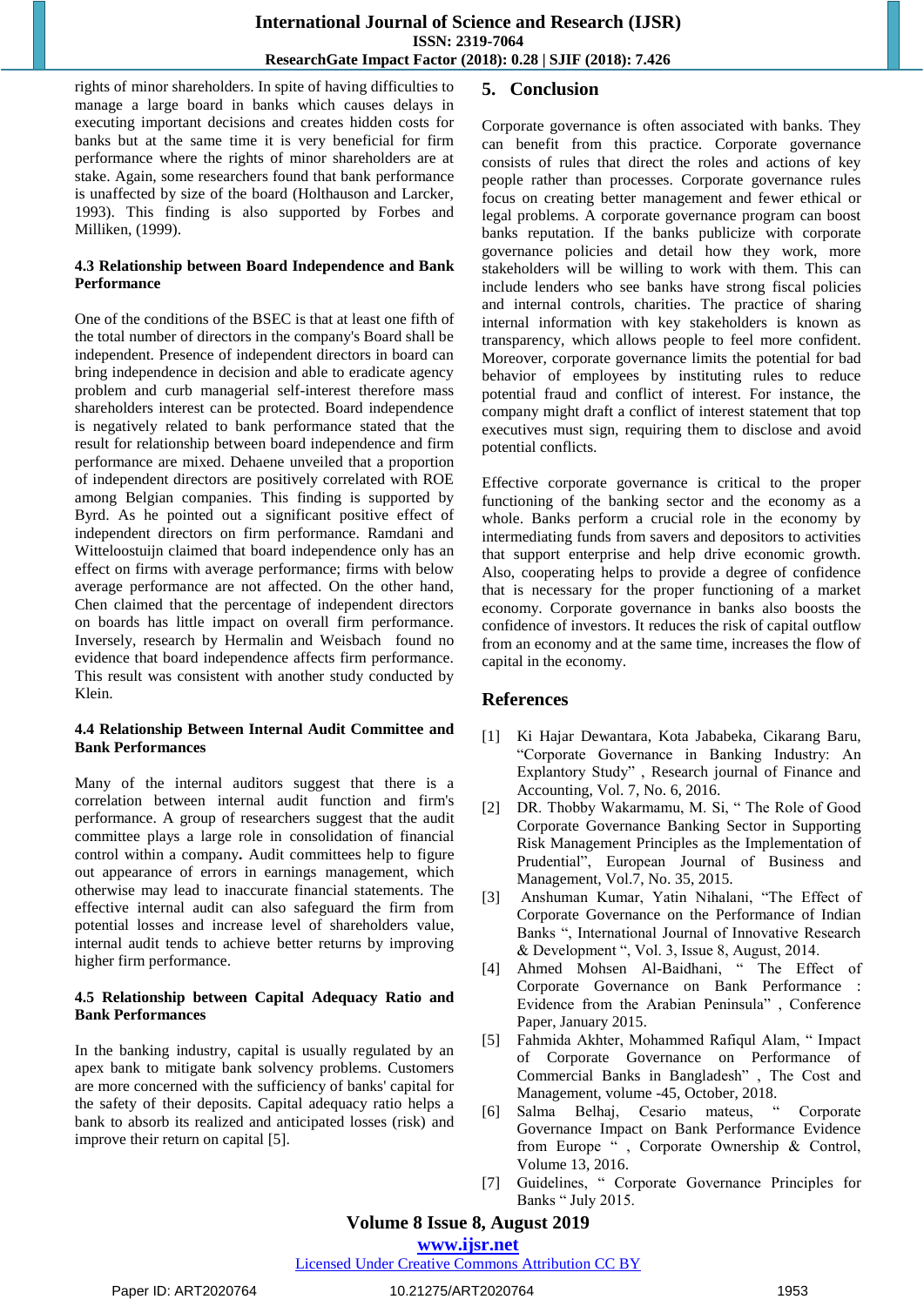rights of minor shareholders. In spite of having difficulties to manage a large board in banks which causes delays in executing important decisions and creates hidden costs for banks but at the same time it is very beneficial for firm performance where the rights of minor shareholders are at stake. Again, some researchers found that bank performance is unaffected by size of the board (Holthauson and Larcker, 1993). This finding is also supported by Forbes and Milliken, (1999).

### 4.3 Relationship between Board Independence and Bank Performance

One of the conditions of the BSEC is that at least one fifth of the total number of directors in the company's Board shall be independent. Presence of independent directors in board can bring independence in decision and able to eradicate agency problem and curb managerial self-interest therefore mass shareholders interest can be protected. Board independence is negatively related to bank performance stated that the result for relationship between board independence and firm performance are mixed. Dehaene unveiled that a proportion of independent directors are positively correlated with ROE among Belgian companies. This finding is supported by Byrd. As he pointed out a significant positive effect of independent directors on firm performance. Ramdani and Witteloostuijn claimed that board independence only has an effect on firms with average performance; firms with below average performance are not affected. On the other hand, Chen claimed that the percentage of independent directors on boards has little impact on overall firm performance. Inversely, research by Hermalin and Weisbach found no evidence that board independence affects firm performance. This result was consistent with another study conducted by Klein.

### 4.4 Relationship Between Internal Audit Committee and Bank Performances

Many of the internal auditors suggest that there is a correlation between internal audit function and firm's performance. A group of researchers suggest that the audit committee plays a large role in consolidation of financial control within a company**.** Audit committees help to figure out appearance of errors in earnings management, which otherwise may lead to inaccurate financial statements. The effective internal audit can also safeguard the firm from potential losses and increase level of shareholders value, internal audit tends to achieve better returns by improving higher firm performance.

### 4.5 Relationship between Capital Adequacy Ratio and Bank Performances

In the banking industry, capital is usually regulated by an apex bank to mitigate bank solvency problems. Customers are more concerned with the sufficiency of banks' capital for the safety of their deposits. Capital adequacy ratio helps a bank to absorb its realized and anticipated losses (risk) and improve their return on capital [5].

## 5. Conclusion

Corporate governance is often associated with banks. They can benefit from this practice. Corporate governance consists of rules that direct the roles and actions of key people rather than processes. Corporate governance rules focus on creating better management and fewer ethical or legal problems. A corporate governance program can boost banks reputation. If the banks publicize with corporate governance policies and detail how they work, more stakeholders will be willing to work with them. This can include lenders who see banks have strong fiscal policies and internal controls, charities. The practice of sharing internal information with key stakeholders is known as transparency, which allows people to feel more confident. Moreover, corporate governance limits the potential for bad behavior of employees by instituting rules to reduce potential fraud and conflict of interest. For instance, the company might draft a conflict of interest statement that top executives must sign, requiring them to disclose and avoid potential conflicts.

Effective corporate governance is critical to the proper functioning of the banking sector and the economy as a whole. Banks perform a crucial role in the economy by intermediating funds from savers and depositors to activities that support enterprise and help drive economic growth. Also, cooperating helps to provide a degree of confidence that is necessary for the proper functioning of a market economy. Corporate governance in banks also boosts the confidence of investors. It reduces the risk of capital outflow from an economy and at the same time, increases the flow of capital in the economy.

## References

[1] Ki Hajar Dewantara, Kota Jababeka, Cikarang Baru, "Corporate Governance in Banking Industry: An Explantory Study" , Research journal of Finance and Accounting, Vol. 7, No. 6, 2016.

[2] DR. Thobby Wakarmamu, M. Si, " The Role of Good Corporate Governance Banking Sector in Supporting Risk Management Principles as the Implementation of Prudential", European Journal of Business and Management, Vol.7, No. 35, 2015.

[3] Anshuman Kumar, Yatin Nihalani, "The Effect of Corporate Governance on the Performance of Indian Banks ", International Journal of Innovative Research & Development ", Vol. 3, Issue 8, August, 2014.

[4] Ahmed Mohsen Al-Baidhani, " The Effect of Corporate Governance on Bank Performance : Evidence from the Arabian Peninsula" , Conference Paper, January 2015.

[5] Fahmida Akhter, Mohammed Rafiqul Alam, " Impact of Corporate Governance on Performance of Commercial Banks in Bangladesh" , The Cost and Management, volume -45, October, 2018.

[6] Salma Belhaj, Cesario mateus, " Corporate Governance Impact on Bank Performance Evidence from Europe " , Corporate Ownership & Control, Volume 13, 2016.

[7] Guidelines, " Corporate Governance Principles for Banks " July 2015.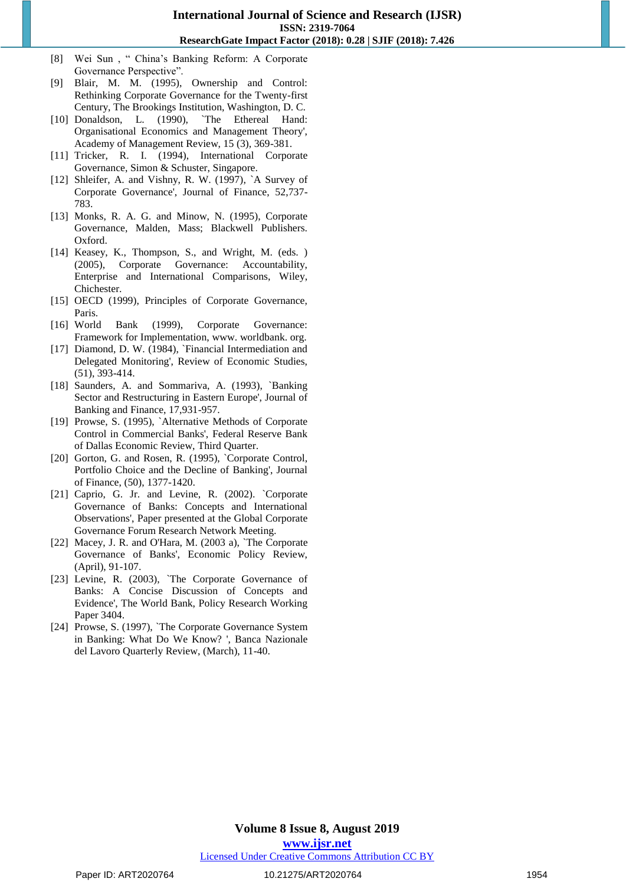[8] Wei Sun , " China's Banking Reform: A Corporate Governance Perspective".

[9] Blair, M. M. (1995), Ownership and Control: Rethinking Corporate Governance for the Twenty-first Century, The Brookings Institution, Washington, D. C.

[10] Donaldson, L. (1990), `The Ethereal Hand: Organisational Economics and Management Theory', Academy of Management Review, 15 (3), 369-381.

[11] Tricker, R. I. (1994), International Corporate Governance, Simon & Schuster, Singapore.

[12] Shleifer, A. and Vishny, R. W. (1997), `A Survey of Corporate Governance', Journal of Finance, 52,737-783.

[13] Monks, R. A. G. and Minow, N. (1995), Corporate Governance, Malden, Mass; Blackwell Publishers. Oxford.

[14] Keasey, K., Thompson, S., and Wright, M. (eds. ) (2005), Corporate Governance: Accountability, Enterprise and International Comparisons, Wiley, Chichester.

[15] OECD (1999), Principles of Corporate Governance, Paris.

[16] World Bank (1999), Corporate Governance: Framework for Implementation, www. worldbank. org.

[17] Diamond, D. W. (1984), `Financial Intermediation and Delegated Monitoring', Review of Economic Studies, (51), 393-414.

[18] Saunders, A. and Sommariva, A. (1993), `Banking Sector and Restructuring in Eastern Europe', Journal of Banking and Finance, 17,931-957.

[19] Prowse, S. (1995), `Alternative Methods of Corporate Control in Commercial Banks', Federal Reserve Bank of Dallas Economic Review, Third Quarter.

[20] Gorton, G. and Rosen, R. (1995), `Corporate Control, Portfolio Choice and the Decline of Banking', Journal of Finance, (50), 1377-1420.

[21] Caprio, G. Jr. and Levine, R. (2002). `Corporate Governance of Banks: Concepts and International Observations', Paper presented at the Global Corporate Governance Forum Research Network Meeting.

[22] Macey, J. R. and O'Hara, M. (2003 a), `The Corporate Governance of Banks', Economic Policy Review, (April), 91-107.

[23] Levine, R. (2003), `The Corporate Governance of Banks: A Concise Discussion of Concepts and Evidence', The World Bank, Policy Research Working Paper 3404.

[24] Prowse, S. (1997), `The Corporate Governance System in Banking: What Do We Know? ', Banca Nazionale del Lavoro Quarterly Review, (March), 11-40.